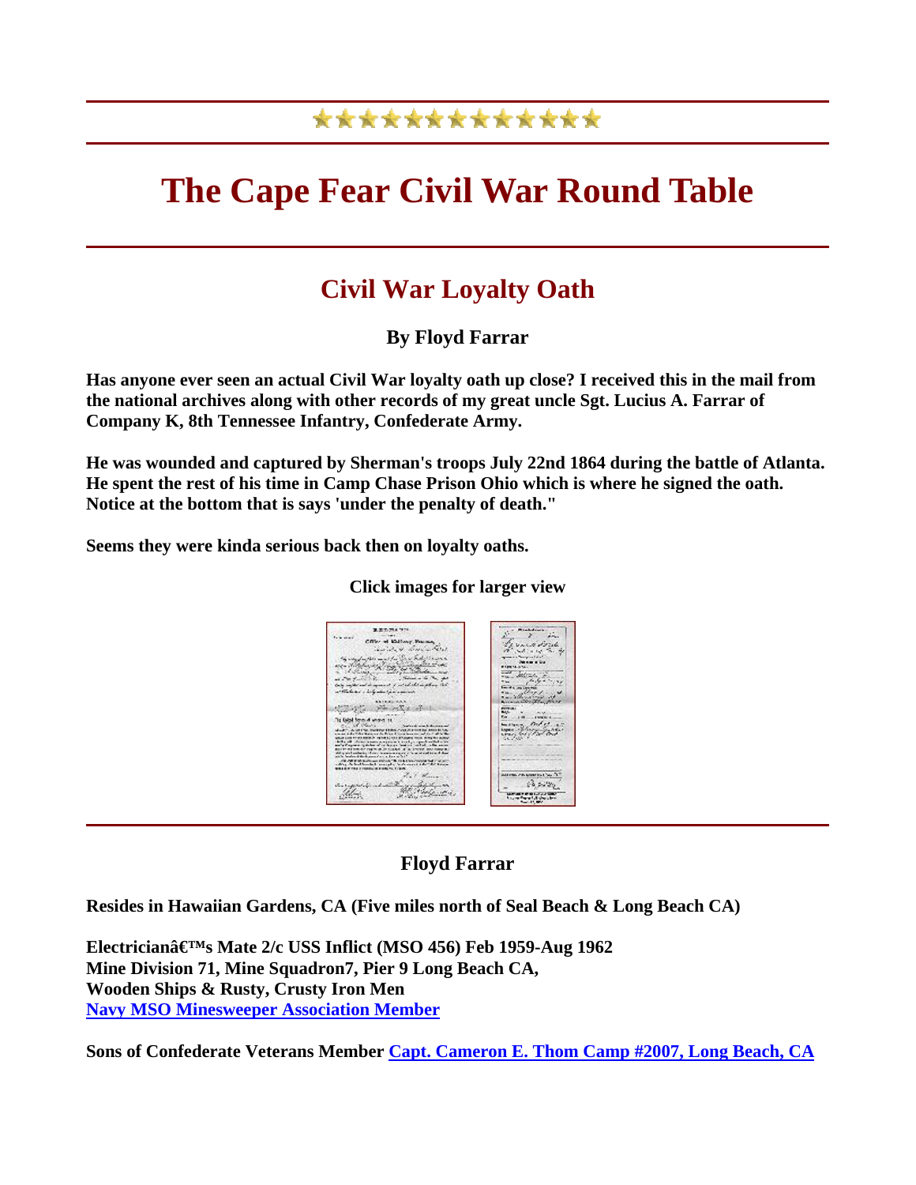**★★★★★★★★★★★★★★**

# The Cape Fear Civil War Round Table

## Civil War Loyalty Oath

**By Floyd Farrar**

**Has anyone ever seen an actual Civil War loyalty oath up close? I received this in the mail from the national archives along with other records of my great uncle Sgt. Lucius A. Farrar of Company K, 8th Tennessee Infantry, Confederate Army.**

**He was wounded and captured by Sherman's troops July 22nd 1864 during the battle of Atlanta. He spent the rest of his time in Camp Chase Prison Ohio which is where he signed the oath. Notice at the bottom that is says 'under the penalty of death."**

**Seems they were kinda serious back then on loyalty oaths.**

**Click images for larger view**

---

**Floyd Farrar**

**Resides in Hawaiian Gardens, CA (Five miles north of Seal Beach & Long Beach CA)**

**Electricianâ€™s Mate 2/c USS Inflict (MSO 456) Feb 1959-Aug 1962**
**Mine Division 71, Mine Squadron7, Pier 9 Long Beach CA,**
**Wooden Ships & Rusty, Crusty Iron Men**
**Navy MSO Minesweeper Association Member**

**Sons of Confederate Veterans Member Capt. Cameron E. Thom Camp #2007, Long Beach, CA**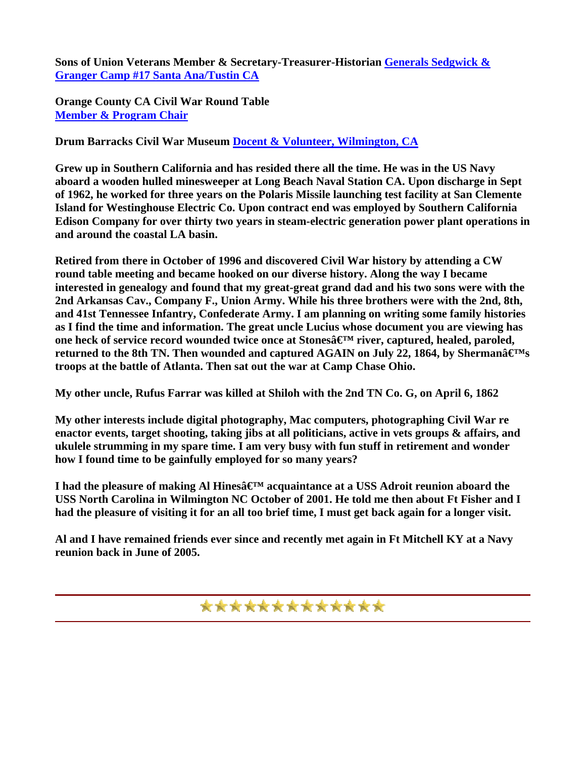**Sons of Union Veterans Member & Secretary-Treasurer-Historian [Generals Sedgwick & Granger Camp #17 Santa Ana/Tustin CA]**

**Orange County CA Civil War Round Table**
**[Member & Program Chair]**

**Drum Barracks Civil War Museum [Docent & Volunteer, Wilmington, CA]**

**Grew up in Southern California and has resided there all the time. He was in the US Navy aboard a wooden hulled minesweeper at Long Beach Naval Station CA. Upon discharge in Sept of 1962, he worked for three years on the Polaris Missile launching test facility at San Clemente Island for Westinghouse Electric Co. Upon contract end was employed by Southern California Edison Company for over thirty two years in steam-electric generation power plant operations in and around the coastal LA basin.**

**Retired from there in October of 1996 and discovered Civil War history by attending a CW round table meeting and became hooked on our diverse history. Along the way I became interested in genealogy and found that my great-great grand dad and his two sons were with the 2nd Arkansas Cav., Company F., Union Army. While his three brothers were with the 2nd, 8th, and 41st Tennessee Infantry, Confederate Army. I am planning on writing some family histories as I find the time and information. The great uncle Lucius whose document you are viewing has one heck of service record wounded twice once at Stonesâ€™ river, captured, healed, paroled, returned to the 8th TN. Then wounded and captured AGAIN on July 22, 1864, by Shermanâ€™s troops at the battle of Atlanta. Then sat out the war at Camp Chase Ohio.**

**My other uncle, Rufus Farrar was killed at Shiloh with the 2nd TN Co. G, on April 6, 1862**

**My other interests include digital photography, Mac computers, photographing Civil War re enactor events, target shooting, taking jibs at all politicians, active in vets groups & affairs, and ukulele strumming in my spare time. I am very busy with fun stuff in retirement and wonder how I found time to be gainfully employed for so many years?**

**I had the pleasure of making Al Hinesâ€™ acquaintance at a USS Adroit reunion aboard the USS North Carolina in Wilmington NC October of 2001. He told me then about Ft Fisher and I had the pleasure of visiting it for an all too brief time, I must get back again for a longer visit.**

**Al and I have remained friends ever since and recently met again in Ft Mitchell KY at a Navy reunion back in June of 2005.**

---